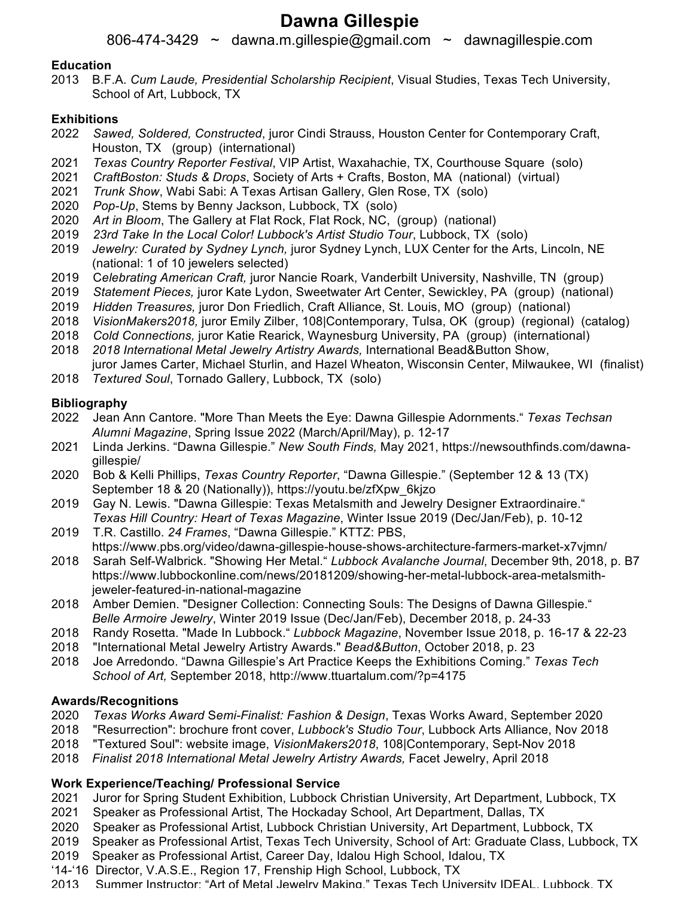# Dawna Gillespie

806-474-3429 ~ dawna.m.gillespie@gmail.com ~ dawnagillespie.com

**Education**

2013 B.F.A. *Cum Laude, Presidential Scholarship Recipient*, Visual Studies, Texas Tech University, School of Art, Lubbock, TX

**Exhibitions**

2022 *Sawed, Soldered, Constructed*, juror Cindi Strauss, Houston Center for Contemporary Craft, Houston, TX (group) (international)
2021 *Texas Country Reporter Festival*, VIP Artist, Waxahachie, TX, Courthouse Square (solo)
2021 *CraftBoston: Studs & Drops*, Society of Arts + Crafts, Boston, MA (national) (virtual)
2021 *Trunk Show*, Wabi Sabi: A Texas Artisan Gallery, Glen Rose, TX (solo)
2020 *Pop-Up*, Stems by Benny Jackson, Lubbock, TX (solo)
2020 *Art in Bloom*, The Gallery at Flat Rock, Flat Rock, NC, (group) (national)
2019 *23rd Take In the Local Color! Lubbock's Artist Studio Tour*, Lubbock, TX (solo)
2019 *Jewelry: Curated by Sydney Lynch,* juror Sydney Lynch, LUX Center for the Arts, Lincoln, NE (national: 1 of 10 jewelers selected)
2019 *Celebrating American Craft,* juror Nancie Roark, Vanderbilt University, Nashville, TN (group)
2019 *Statement Pieces,* juror Kate Lydon, Sweetwater Art Center, Sewickley, PA (group) (national)
2019 *Hidden Treasures,* juror Don Friedlich, Craft Alliance, St. Louis, MO (group) (national)
2018 *VisionMakers2018,* juror Emily Zilber, 108|Contemporary, Tulsa, OK (group) (regional) (catalog)
2018 *Cold Connections,* juror Katie Rearick, Waynesburg University, PA (group) (international)
2018 *2018 International Metal Jewelry Artistry Awards,* International Bead&Button Show, juror James Carter, Michael Sturlin, and Hazel Wheaton, Wisconsin Center, Milwaukee, WI (finalist)
2018 *Textured Soul*, Tornado Gallery, Lubbock, TX (solo)

**Bibliography**

2022 Jean Ann Cantore. "More Than Meets the Eye: Dawna Gillespie Adornments." *Texas Techsan Alumni Magazine*, Spring Issue 2022 (March/April/May), p. 12-17
2021 Linda Jerkins. "Dawna Gillespie." *New South Finds,* May 2021, https://newsouthfinds.com/dawna-gillespie/
2020 Bob & Kelli Phillips, *Texas Country Reporter*, "Dawna Gillespie." (September 12 & 13 (TX) September 18 & 20 (Nationally)), https://youtu.be/zfXpw_6kjzo
2019 Gay N. Lewis. "Dawna Gillespie: Texas Metalsmith and Jewelry Designer Extraordinaire." *Texas Hill Country: Heart of Texas Magazine*, Winter Issue 2019 (Dec/Jan/Feb), p. 10-12
2019 T.R. Castillo. *24 Frames*, "Dawna Gillespie." KTTZ: PBS, https://www.pbs.org/video/dawna-gillespie-house-shows-architecture-farmers-market-x7vjmn/
2018 Sarah Self-Walbrick. "Showing Her Metal." *Lubbock Avalanche Journal*, December 9th, 2018, p. B7 https://www.lubbockonline.com/news/20181209/showing-her-metal-lubbock-area-metalsmith-jeweler-featured-in-national-magazine
2018 Amber Demien. "Designer Collection: Connecting Souls: The Designs of Dawna Gillespie." *Belle Armoire Jewelry*, Winter 2019 Issue (Dec/Jan/Feb), December 2018, p. 24-33
2018 Randy Rosetta. "Made In Lubbock." *Lubbock Magazine*, November Issue 2018, p. 16-17 & 22-23
2018 "International Metal Jewelry Artistry Awards." *Bead&Button*, October 2018, p. 23
2018 Joe Arredondo. "Dawna Gillespie's Art Practice Keeps the Exhibitions Coming." *Texas Tech School of Art,* September 2018, http://www.ttuartalum.com/?p=4175

**Awards/Recognitions**

2020 *Texas Works Award Semi-Finalist: Fashion & Design*, Texas Works Award, September 2020
2018 "Resurrection": brochure front cover, *Lubbock's Studio Tour*, Lubbock Arts Alliance, Nov 2018
2018 "Textured Soul": website image, *VisionMakers2018*, 108|Contemporary, Sept-Nov 2018
2018 *Finalist 2018 International Metal Jewelry Artistry Awards,* Facet Jewelry, April 2018

**Work Experience/Teaching/ Professional Service**

2021 Juror for Spring Student Exhibition, Lubbock Christian University, Art Department, Lubbock, TX
2021 Speaker as Professional Artist, The Hockaday School, Art Department, Dallas, TX
2020 Speaker as Professional Artist, Lubbock Christian University, Art Department, Lubbock, TX
2019 Speaker as Professional Artist, Texas Tech University, School of Art: Graduate Class, Lubbock, TX
2019 Speaker as Professional Artist, Career Day, Idalou High School, Idalou, TX
'14-'16 Director, V.A.S.E., Region 17, Frenship High School, Lubbock, TX
2013 Summer Instructor: "Art of Metal Jewelry Making," Texas Tech University IDEAL, Lubbock, TX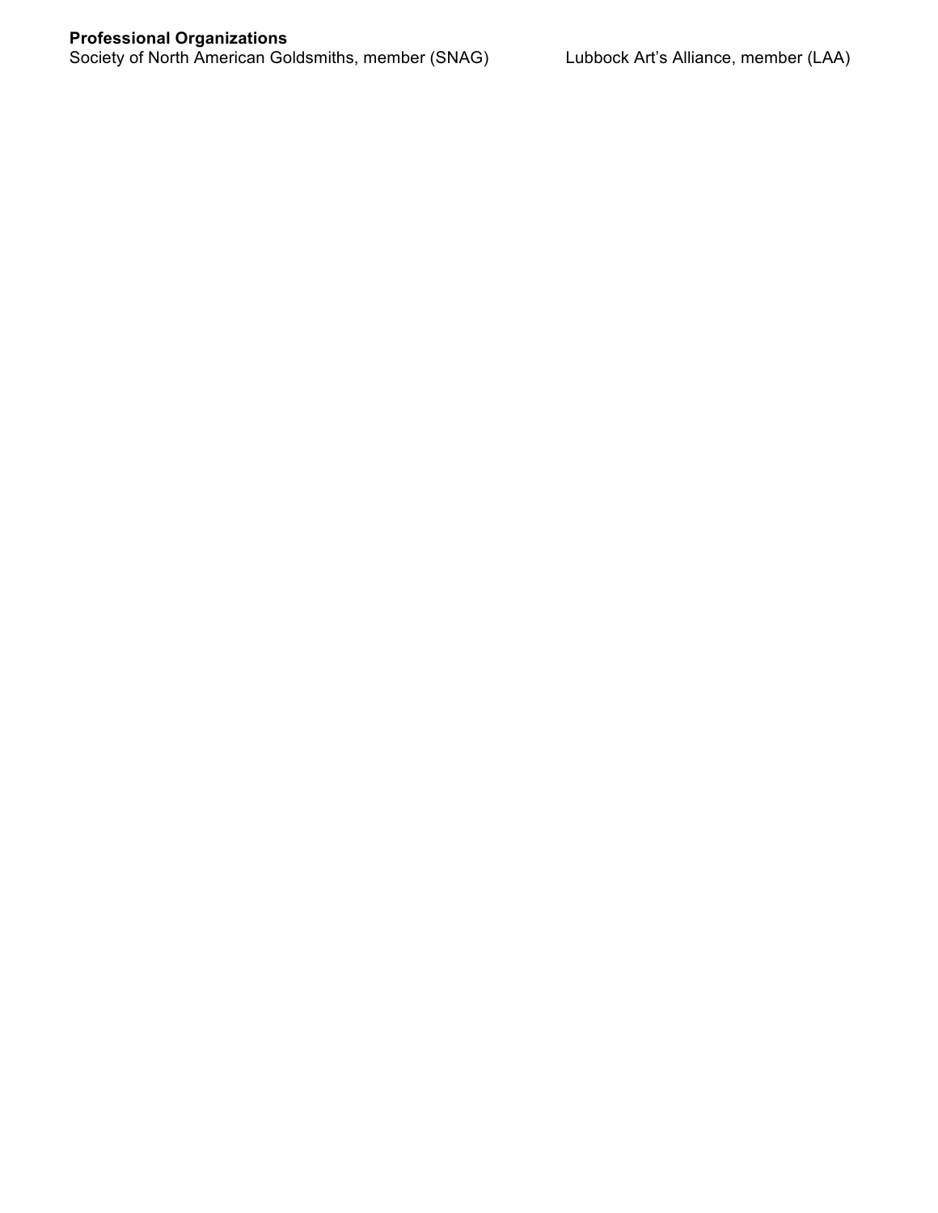**Professional Organizations**

Society of North American Goldsmiths, member (SNAG)

Lubbock Art's Alliance, member (LAA)